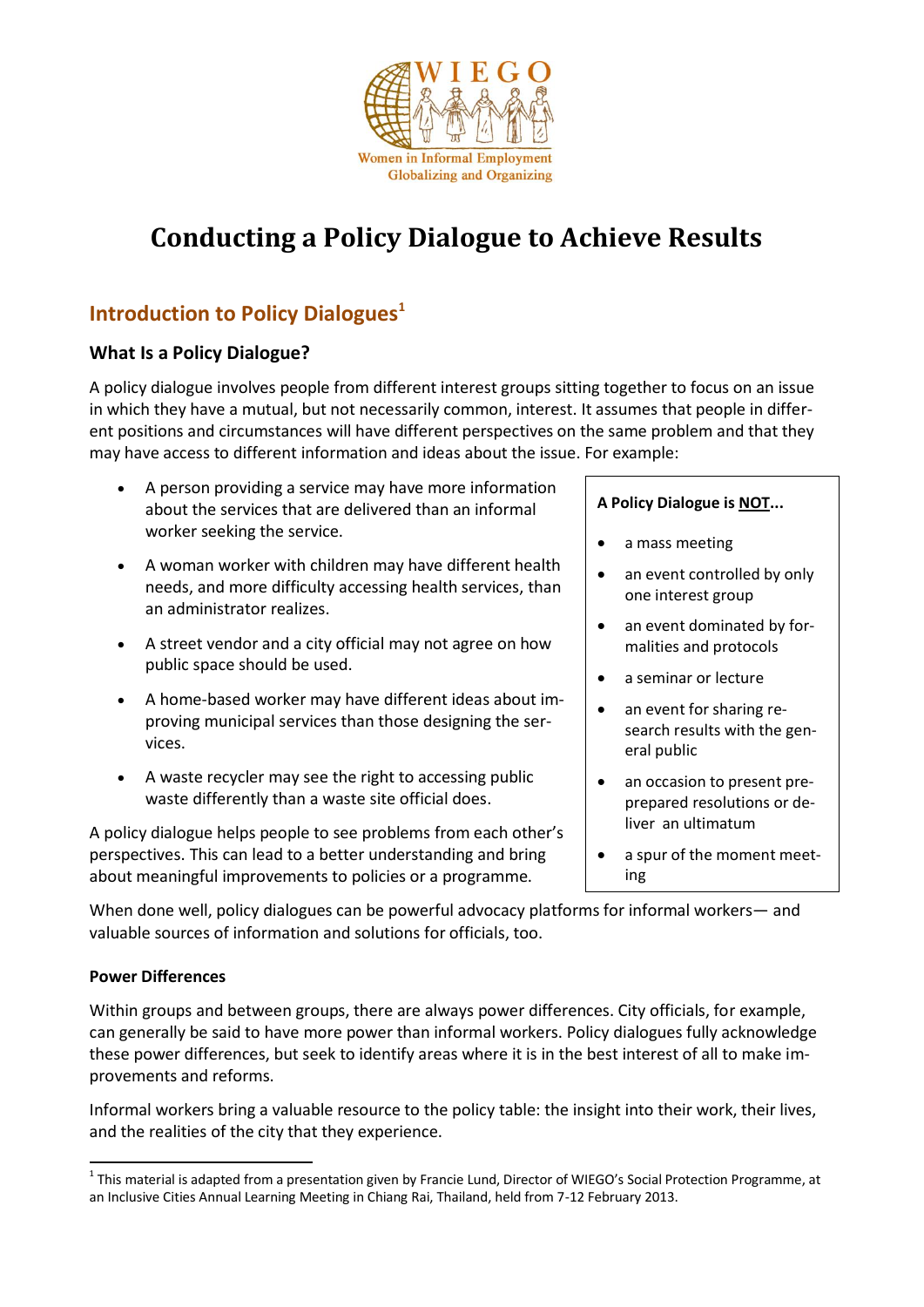WIEGO

Women in Informal Employment Globalizing and Organizing

# Conducting a Policy Dialogue to Achieve Results

## Introduction to Policy Dialogues[1]

### What Is a Policy Dialogue?

A policy dialogue involves people from different interest groups sitting together to focus on an issue in which they have a mutual, but not necessarily common, interest. It assumes that people in different positions and circumstances will have different perspectives on the same problem and that they may have access to different information and ideas about the issue. For example:

- A person providing a service may have more information about the services that are delivered than an informal worker seeking the service.
- A woman worker with children may have different health needs, and more difficulty accessing health services, than an administrator realizes.
- A street vendor and a city official may not agree on how public space should be used.
- A home-based worker may have different ideas about improving municipal services than those designing the services.
- A waste recycler may see the right to accessing public waste differently than a waste site official does.

A policy dialogue helps people to see problems from each other's perspectives. This can lead to a better understanding and bring about meaningful improvements to policies or a programme.

> **A Policy Dialogue is NOT...**
>
> - a mass meeting
> - an event controlled by only one interest group
> - an event dominated by formalities and protocols
> - a seminar or lecture
> - an event for sharing research results with the general public
> - an occasion to present pre-prepared resolutions or deliver an ultimatum
> - a spur of the moment meeting

When done well, policy dialogues can be powerful advocacy platforms for informal workers— and valuable sources of information and solutions for officials, too.

#### Power Differences

Within groups and between groups, there are always power differences. City officials, for example, can generally be said to have more power than informal workers. Policy dialogues fully acknowledge these power differences, but seek to identify areas where it is in the best interest of all to make improvements and reforms.

Informal workers bring a valuable resource to the policy table: the insight into their work, their lives, and the realities of the city that they experience.

[1] This material is adapted from a presentation given by Francie Lund, Director of WIEGO's Social Protection Programme, at an Inclusive Cities Annual Learning Meeting in Chiang Rai, Thailand, held from 7-12 February 2013.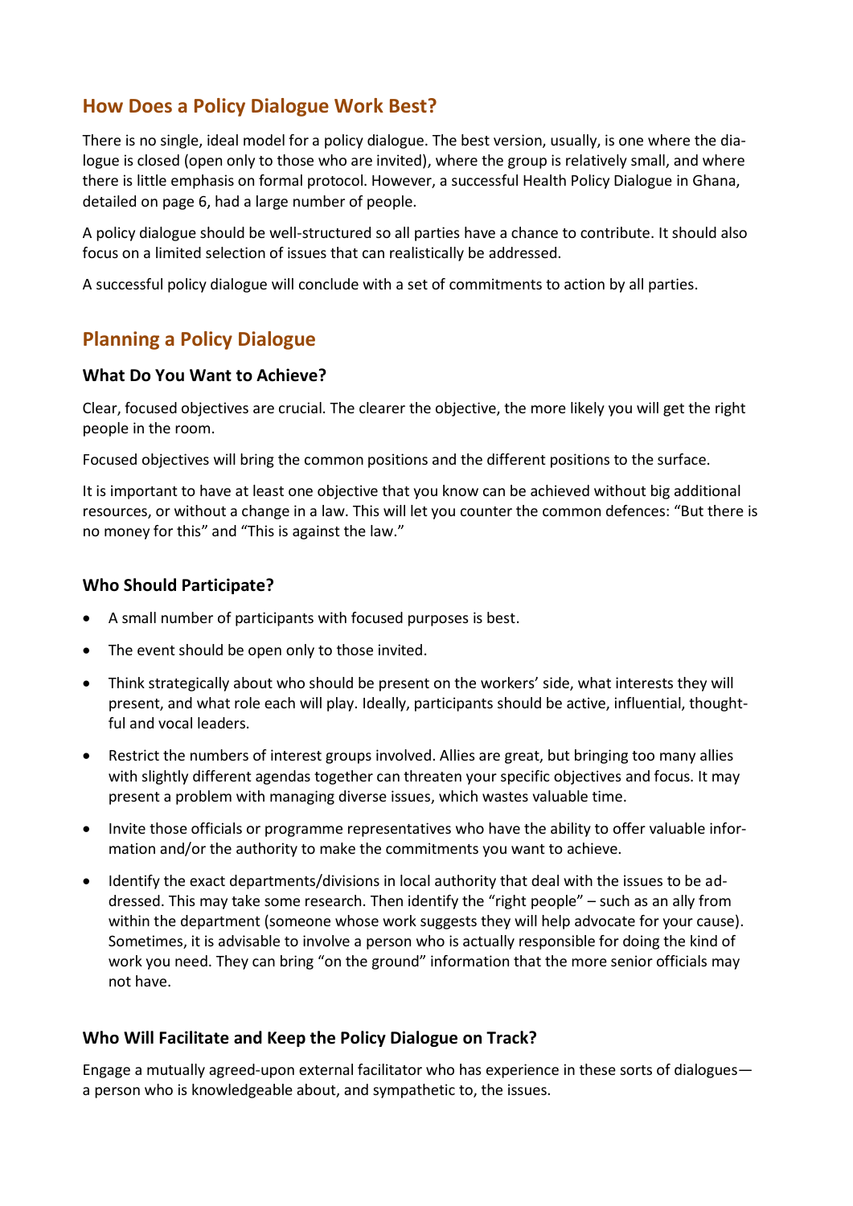## How Does a Policy Dialogue Work Best?

There is no single, ideal model for a policy dialogue. The best version, usually, is one where the dialogue is closed (open only to those who are invited), where the group is relatively small, and where there is little emphasis on formal protocol. However, a successful Health Policy Dialogue in Ghana, detailed on page 6, had a large number of people.

A policy dialogue should be well-structured so all parties have a chance to contribute. It should also focus on a limited selection of issues that can realistically be addressed.

A successful policy dialogue will conclude with a set of commitments to action by all parties.

## Planning a Policy Dialogue

### What Do You Want to Achieve?

Clear, focused objectives are crucial. The clearer the objective, the more likely you will get the right people in the room.

Focused objectives will bring the common positions and the different positions to the surface.

It is important to have at least one objective that you know can be achieved without big additional resources, or without a change in a law. This will let you counter the common defences: "But there is no money for this" and "This is against the law."

### Who Should Participate?

- A small number of participants with focused purposes is best.
- The event should be open only to those invited.
- Think strategically about who should be present on the workers' side, what interests they will present, and what role each will play. Ideally, participants should be active, influential, thoughtful and vocal leaders.
- Restrict the numbers of interest groups involved. Allies are great, but bringing too many allies with slightly different agendas together can threaten your specific objectives and focus. It may present a problem with managing diverse issues, which wastes valuable time.
- Invite those officials or programme representatives who have the ability to offer valuable information and/or the authority to make the commitments you want to achieve.
- Identify the exact departments/divisions in local authority that deal with the issues to be addressed. This may take some research. Then identify the "right people" – such as an ally from within the department (someone whose work suggests they will help advocate for your cause). Sometimes, it is advisable to involve a person who is actually responsible for doing the kind of work you need. They can bring "on the ground" information that the more senior officials may not have.

### Who Will Facilitate and Keep the Policy Dialogue on Track?

Engage a mutually agreed-upon external facilitator who has experience in these sorts of dialogues—a person who is knowledgeable about, and sympathetic to, the issues.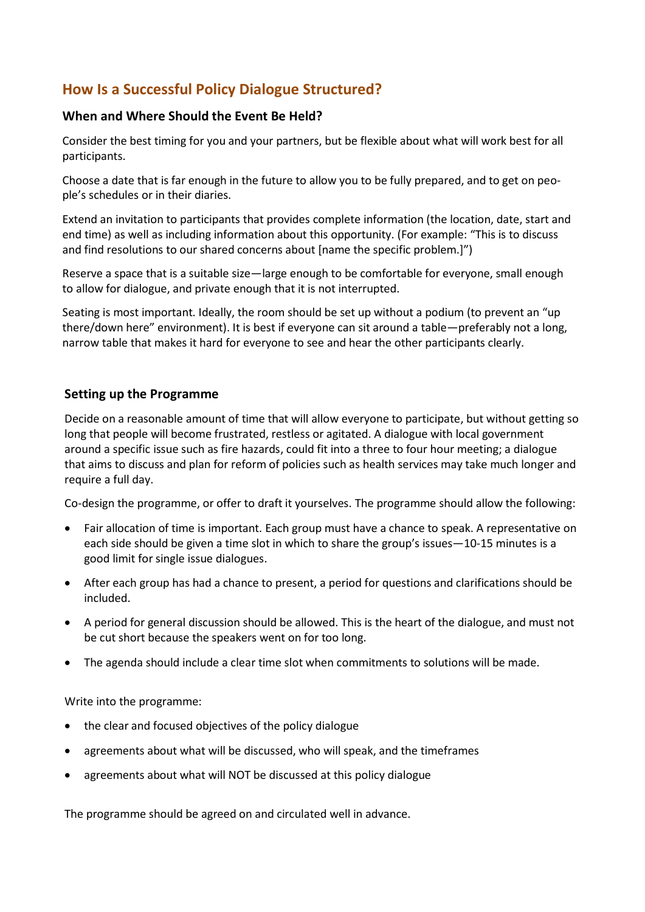## How Is a Successful Policy Dialogue Structured?

### When and Where Should the Event Be Held?

Consider the best timing for you and your partners, but be flexible about what will work best for all participants.

Choose a date that is far enough in the future to allow you to be fully prepared, and to get on people's schedules or in their diaries.

Extend an invitation to participants that provides complete information (the location, date, start and end time) as well as including information about this opportunity. (For example: "This is to discuss and find resolutions to our shared concerns about [name the specific problem.]")

Reserve a space that is a suitable size—large enough to be comfortable for everyone, small enough to allow for dialogue, and private enough that it is not interrupted.

Seating is most important. Ideally, the room should be set up without a podium (to prevent an "up there/down here" environment). It is best if everyone can sit around a table—preferably not a long, narrow table that makes it hard for everyone to see and hear the other participants clearly.

### Setting up the Programme

Decide on a reasonable amount of time that will allow everyone to participate, but without getting so long that people will become frustrated, restless or agitated. A dialogue with local government around a specific issue such as fire hazards, could fit into a three to four hour meeting; a dialogue that aims to discuss and plan for reform of policies such as health services may take much longer and require a full day.

Co-design the programme, or offer to draft it yourselves. The programme should allow the following:

- Fair allocation of time is important. Each group must have a chance to speak. A representative on each side should be given a time slot in which to share the group's issues—10-15 minutes is a good limit for single issue dialogues.
- After each group has had a chance to present, a period for questions and clarifications should be included.
- A period for general discussion should be allowed. This is the heart of the dialogue, and must not be cut short because the speakers went on for too long.
- The agenda should include a clear time slot when commitments to solutions will be made.

Write into the programme:

- the clear and focused objectives of the policy dialogue
- agreements about what will be discussed, who will speak, and the timeframes
- agreements about what will NOT be discussed at this policy dialogue

The programme should be agreed on and circulated well in advance.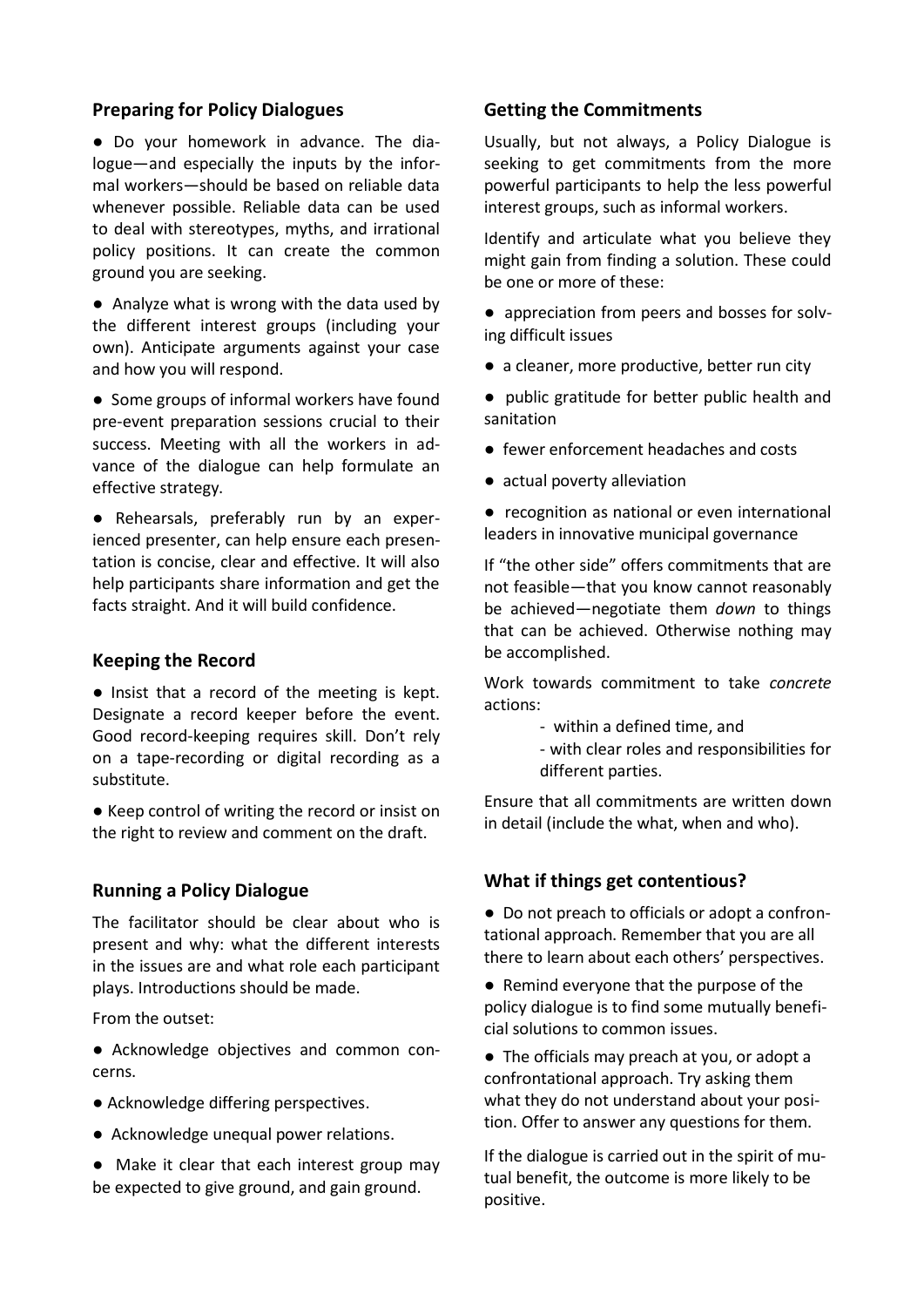## Preparing for Policy Dialogues

- Do your homework in advance. The dialogue—and especially the inputs by the informal workers—should be based on reliable data whenever possible. Reliable data can be used to deal with stereotypes, myths, and irrational policy positions. It can create the common ground you are seeking.
- Analyze what is wrong with the data used by the different interest groups (including your own). Anticipate arguments against your case and how you will respond.
- Some groups of informal workers have found pre-event preparation sessions crucial to their success. Meeting with all the workers in advance of the dialogue can help formulate an effective strategy.
- Rehearsals, preferably run by an experienced presenter, can help ensure each presentation is concise, clear and effective. It will also help participants share information and get the facts straight. And it will build confidence.

## Keeping the Record

- Insist that a record of the meeting is kept. Designate a record keeper before the event. Good record-keeping requires skill. Don't rely on a tape-recording or digital recording as a substitute.
- Keep control of writing the record or insist on the right to review and comment on the draft.

## Running a Policy Dialogue

The facilitator should be clear about who is present and why: what the different interests in the issues are and what role each participant plays. Introductions should be made.

From the outset:

- Acknowledge objectives and common concerns.
- Acknowledge differing perspectives.
- Acknowledge unequal power relations.
- Make it clear that each interest group may be expected to give ground, and gain ground.

## Getting the Commitments

Usually, but not always, a Policy Dialogue is seeking to get commitments from the more powerful participants to help the less powerful interest groups, such as informal workers.

Identify and articulate what you believe they might gain from finding a solution. These could be one or more of these:

- appreciation from peers and bosses for solving difficult issues
- a cleaner, more productive, better run city
- public gratitude for better public health and sanitation
- fewer enforcement headaches and costs
- actual poverty alleviation
- recognition as national or even international leaders in innovative municipal governance

If "the other side" offers commitments that are not feasible—that you know cannot reasonably be achieved—negotiate them *down* to things that can be achieved. Otherwise nothing may be accomplished.

Work towards commitment to take *concrete* actions:

- within a defined time, and
- with clear roles and responsibilities for different parties.

Ensure that all commitments are written down in detail (include the what, when and who).

## What if things get contentious?

- Do not preach to officials or adopt a confrontational approach. Remember that you are all there to learn about each others' perspectives.
- Remind everyone that the purpose of the policy dialogue is to find some mutually beneficial solutions to common issues.
- The officials may preach at you, or adopt a confrontational approach. Try asking them what they do not understand about your position. Offer to answer any questions for them.

If the dialogue is carried out in the spirit of mutual benefit, the outcome is more likely to be positive.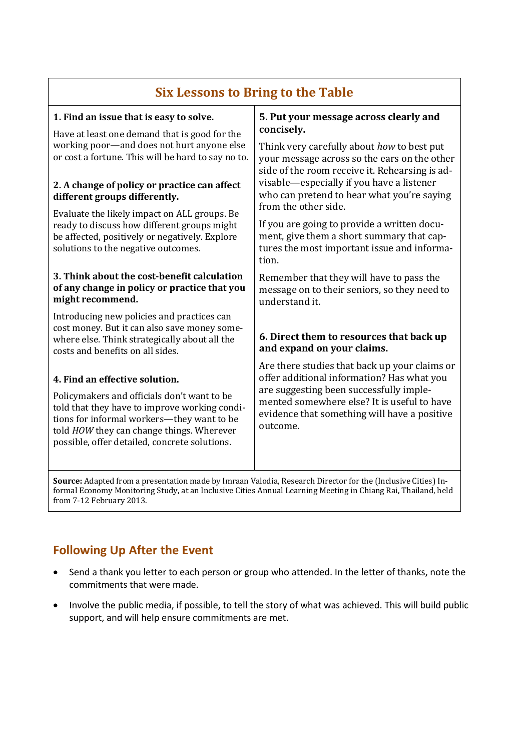## Six Lessons to Bring to the Table

**1. Find an issue that is easy to solve.**

Have at least one demand that is good for the working poor—and does not hurt anyone else or cost a fortune. This will be hard to say no to.

**2. A change of policy or practice can affect different groups differently.**

Evaluate the likely impact on ALL groups. Be ready to discuss how different groups might be affected, positively or negatively. Explore solutions to the negative outcomes.

**3. Think about the cost-benefit calculation of any change in policy or practice that you might recommend.**

Introducing new policies and practices can cost money. But it can also save money somewhere else. Think strategically about all the costs and benefits on all sides.

**4. Find an effective solution.**

Policymakers and officials don't want to be told that they have to improve working conditions for informal workers—they want to be told *HOW* they can change things. Wherever possible, offer detailed, concrete solutions.

**5. Put your message across clearly and concisely.**

Think very carefully about *how* to best put your message across so the ears on the other side of the room receive it. Rehearsing is advisable—especially if you have a listener who can pretend to hear what you're saying from the other side.

If you are going to provide a written document, give them a short summary that captures the most important issue and information.

Remember that they will have to pass the message on to their seniors, so they need to understand it.

**6. Direct them to resources that back up and expand on your claims.**

Are there studies that back up your claims or offer additional information? Has what you are suggesting been successfully implemented somewhere else? It is useful to have evidence that something will have a positive outcome.

**Source:** Adapted from a presentation made by Imraan Valodia, Research Director for the (Inclusive Cities) Informal Economy Monitoring Study, at an Inclusive Cities Annual Learning Meeting in Chiang Rai, Thailand, held from 7-12 February 2013.

## Following Up After the Event

- Send a thank you letter to each person or group who attended. In the letter of thanks, note the commitments that were made.
- Involve the public media, if possible, to tell the story of what was achieved. This will build public support, and will help ensure commitments are met.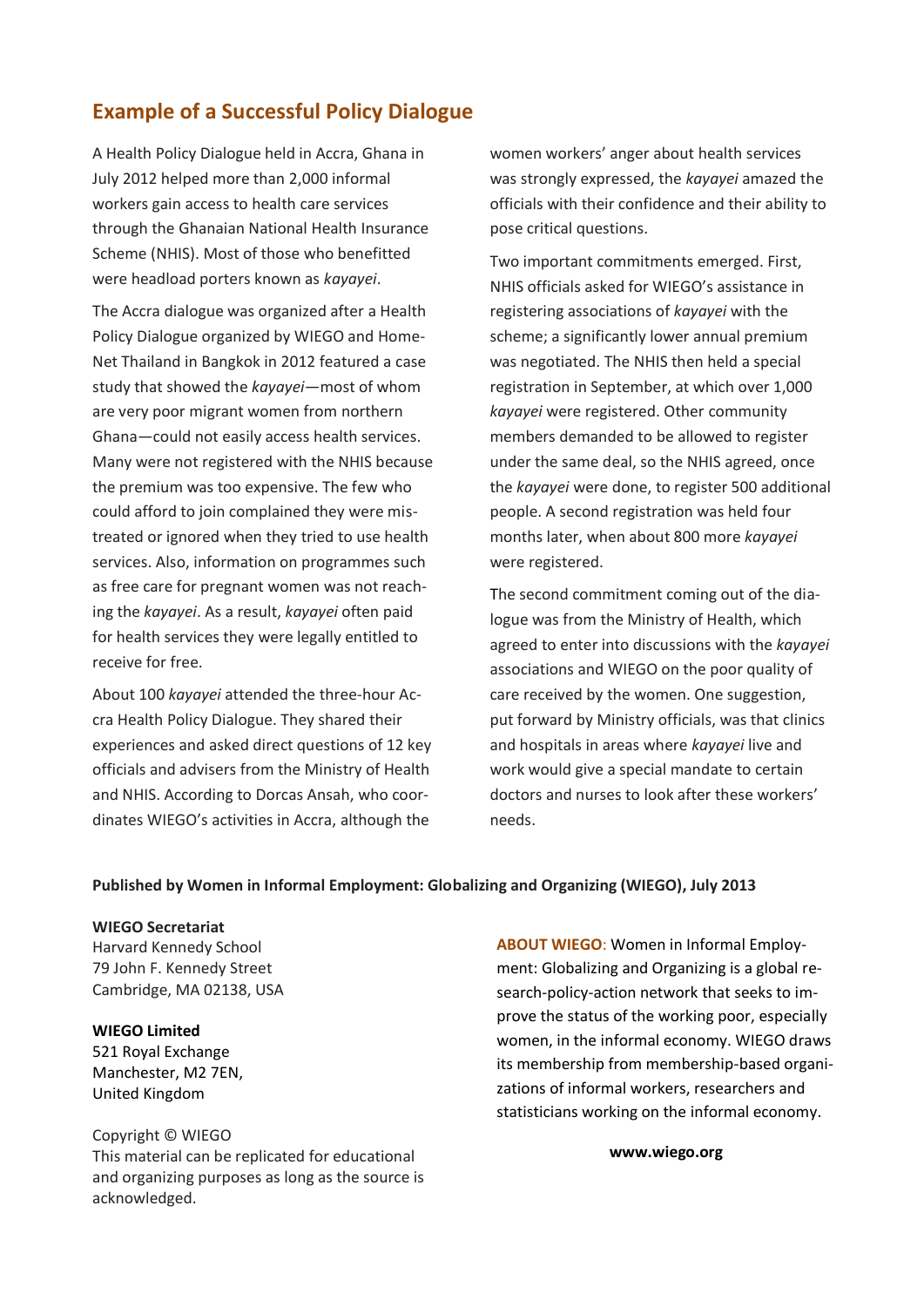## Example of a Successful Policy Dialogue

A Health Policy Dialogue held in Accra, Ghana in July 2012 helped more than 2,000 informal workers gain access to health care services through the Ghanaian National Health Insurance Scheme (NHIS). Most of those who benefitted were headload porters known as *kayayei*.

The Accra dialogue was organized after a Health Policy Dialogue organized by WIEGO and Home-Net Thailand in Bangkok in 2012 featured a case study that showed the *kayayei*—most of whom are very poor migrant women from northern Ghana—could not easily access health services. Many were not registered with the NHIS because the premium was too expensive. The few who could afford to join complained they were mistreated or ignored when they tried to use health services. Also, information on programmes such as free care for pregnant women was not reaching the *kayayei*. As a result, *kayayei* often paid for health services they were legally entitled to receive for free.

About 100 *kayayei* attended the three-hour Accra Health Policy Dialogue. They shared their experiences and asked direct questions of 12 key officials and advisers from the Ministry of Health and NHIS. According to Dorcas Ansah, who coordinates WIEGO's activities in Accra, although the women workers' anger about health services was strongly expressed, the *kayayei* amazed the officials with their confidence and their ability to pose critical questions.

Two important commitments emerged. First, NHIS officials asked for WIEGO's assistance in registering associations of *kayayei* with the scheme; a significantly lower annual premium was negotiated. The NHIS then held a special registration in September, at which over 1,000 *kayayei* were registered. Other community members demanded to be allowed to register under the same deal, so the NHIS agreed, once the *kayayei* were done, to register 500 additional people. A second registration was held four months later, when about 800 more *kayayei* were registered.

The second commitment coming out of the dialogue was from the Ministry of Health, which agreed to enter into discussions with the *kayayei* associations and WIEGO on the poor quality of care received by the women. One suggestion, put forward by Ministry officials, was that clinics and hospitals in areas where *kayayei* live and work would give a special mandate to certain doctors and nurses to look after these workers' needs.

**Published by Women in Informal Employment: Globalizing and Organizing (WIEGO), July 2013**

**WIEGO Secretariat**
Harvard Kennedy School
79 John F. Kennedy Street
Cambridge, MA 02138, USA

**WIEGO Limited**
521 Royal Exchange
Manchester, M2 7EN,
United Kingdom

Copyright © WIEGO
This material can be replicated for educational and organizing purposes as long as the source is acknowledged.

**ABOUT WIEGO**: Women in Informal Employment: Globalizing and Organizing is a global research-policy-action network that seeks to improve the status of the working poor, especially women, in the informal economy. WIEGO draws its membership from membership-based organizations of informal workers, researchers and statisticians working on the informal economy.

**www.wiego.org**